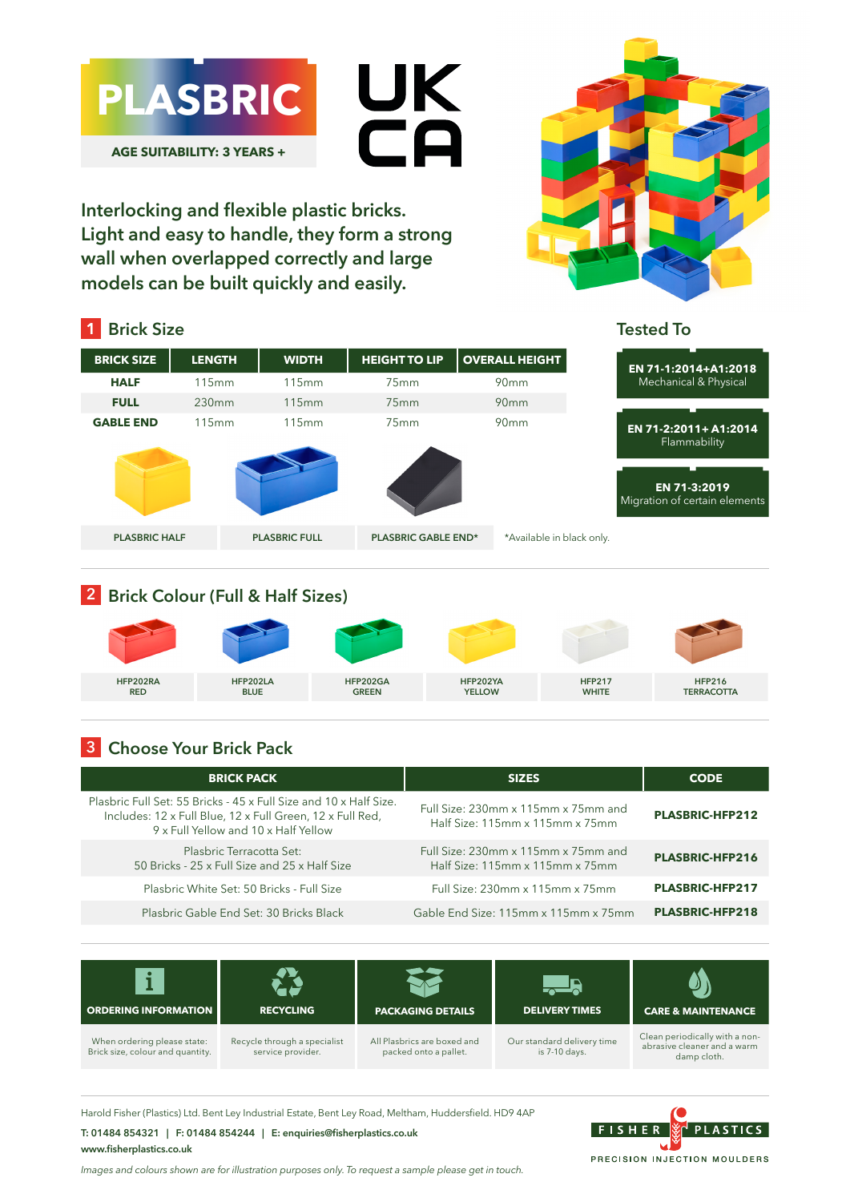# PLASBRIC

**AGE SUITABILITY: 3 YEARS +**

UK CA

Interlocking and flexible plastic bricks. Light and easy to handle, they form a strong wall when overlapped correctly and large models can be built quickly and easily.

## 1 Brick Size

| BRICK SIZE | LENGTH | WIDTH | HEIGHT TO LIP | OVERALL HEIGHT |
|---|---|---|---|---|
| **HALF** | 115mm | 115mm | 75mm | 90mm |
| **FULL** | 230mm | 115mm | 75mm | 90mm |
| **GABLE END** | 115mm | 115mm | 75mm | 90mm |

PLASBRIC HALF | PLASBRIC FULL | PLASBRIC GABLE END*

*Available in black only.

## Tested To

**EN 71-1:2014+A1:2018**
Mechanical & Physical

**EN 71-2:2011+ A1:2014**
Flammability

**EN 71-3:2019**
Migration of certain elements

## 2 Brick Colour (Full & Half Sizes)

| HFP202RA RED | HFP202LA BLUE | HFP202GA GREEN | HFP202YA YELLOW | HFP217 WHITE | HFP216 TERRACOTTA |
|---|---|---|---|---|---|

## 3 Choose Your Brick Pack

| BRICK PACK | SIZES | CODE |
|---|---|---|
| Plasbric Full Set: 55 Bricks - 45 x Full Size and 10 x Half Size. Includes: 12 x Full Blue, 12 x Full Green, 12 x Full Red, 9 x Full Yellow and 10 x Half Yellow | Full Size: 230mm x 115mm x 75mm and Half Size: 115mm x 115mm x 75mm | **PLASBRIC-HFP212** |
| Plasbric Terracotta Set: 50 Bricks - 25 x Full Size and 25 x Half Size | Full Size: 230mm x 115mm x 75mm and Half Size: 115mm x 115mm x 75mm | **PLASBRIC-HFP216** |
| Plasbric White Set: 50 Bricks - Full Size | Full Size: 230mm x 115mm x 75mm | **PLASBRIC-HFP217** |
| Plasbric Gable End Set: 30 Bricks Black | Gable End Size: 115mm x 115mm x 75mm | **PLASBRIC-HFP218** |

| ORDERING INFORMATION | RECYCLING | PACKAGING DETAILS | DELIVERY TIMES | CARE & MAINTENANCE |
|---|---|---|---|---|
| When ordering please state: Brick size, colour and quantity. | Recycle through a specialist service provider. | All Plasbrics are boxed and packed onto a pallet. | Our standard delivery time is 7-10 days. | Clean periodically with a non-abrasive cleaner and a warm damp cloth. |

Harold Fisher (Plastics) Ltd. Bent Ley Industrial Estate, Bent Ley Road, Meltham, Huddersfield. HD9 4AP

**T: 01484 854321 | F: 01484 854244 | E: enquiries@fisherplastics.co.uk**

**www.fisherplastics.co.uk**

FISHER PLASTICS
PRECISION INJECTION MOULDERS

*Images and colours shown are for illustration purposes only. To request a sample please get in touch.*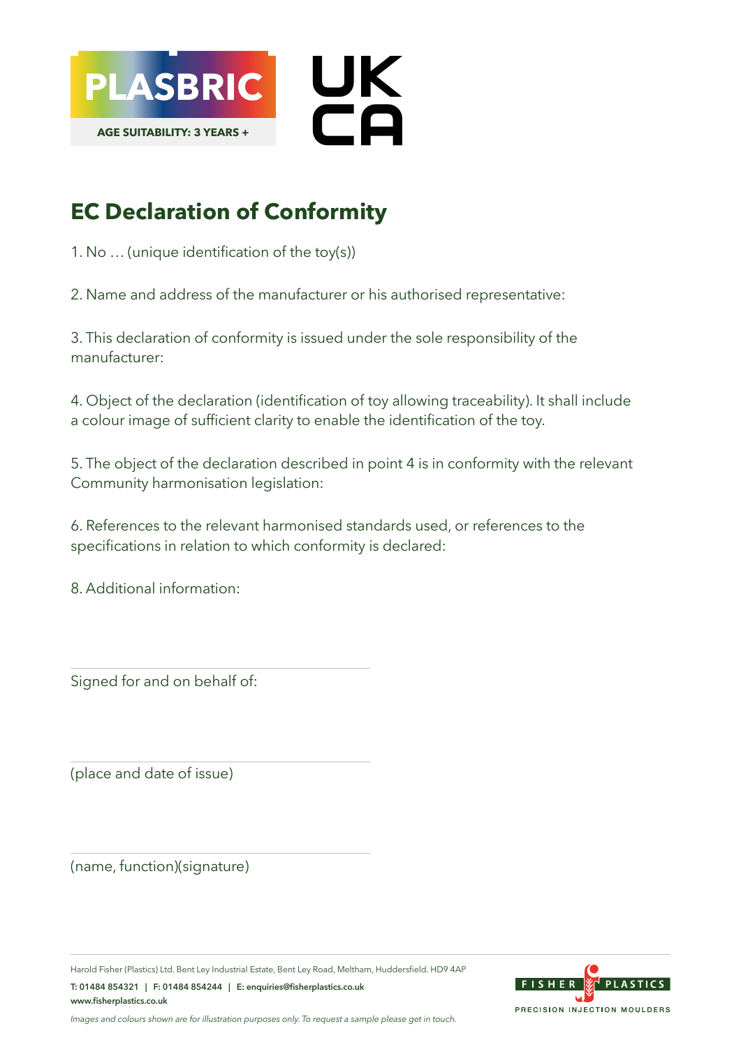PLASBRIC

AGE SUITABILITY: 3 YEARS +

UK CA

# EC Declaration of Conformity

1. No … (unique identification of the toy(s))

2. Name and address of the manufacturer or his authorised representative:

3. This declaration of conformity is issued under the sole responsibility of the manufacturer:

4. Object of the declaration (identification of toy allowing traceability). It shall include a colour image of sufficient clarity to enable the identification of the toy.

5. The object of the declaration described in point 4 is in conformity with the relevant Community harmonisation legislation:

6. References to the relevant harmonised standards used, or references to the specifications in relation to which conformity is declared:

8. Additional information:

---

Signed for and on behalf of:

---

(place and date of issue)

---

(name, function)(signature)

Harold Fisher (Plastics) Ltd. Bent Ley Industrial Estate, Bent Ley Road, Meltham, Huddersfield. HD9 4AP

**T: 01484 854321 | F: 01484 854244 | E: enquiries@fisherplastics.co.uk**

**www.fisherplastics.co.uk**

*Images and colours shown are for illustration purposes only. To request a sample please get in touch.*

FISHER PLASTICS

PRECISION INJECTION MOULDERS